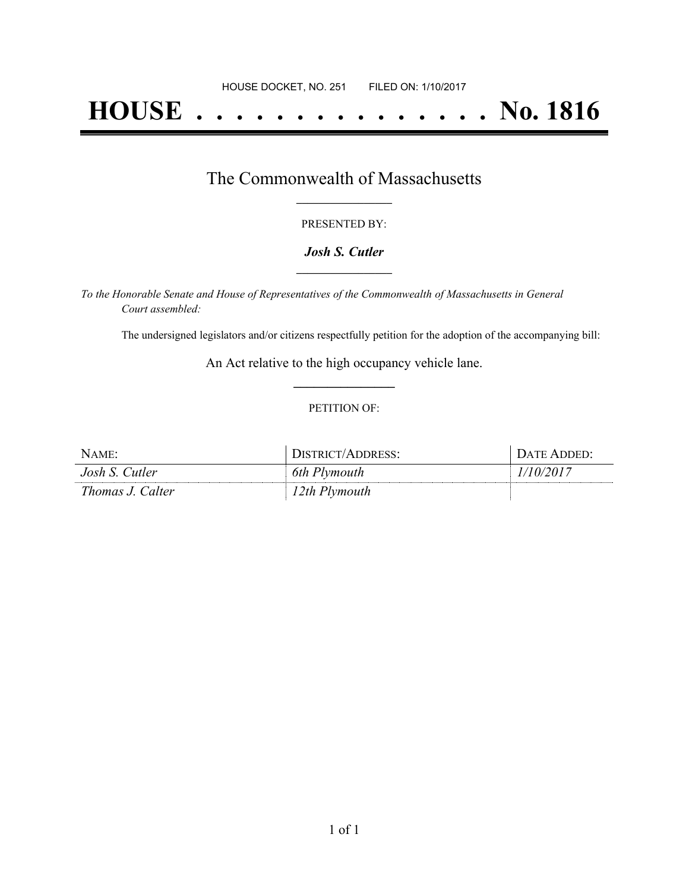HOUSE DOCKET, NO. 251        FILED ON: 1/10/2017

# HOUSE . . . . . . . . . . . . . . . No. 1816

## The Commonwealth of Massachusetts

PRESENTED BY:

***Josh S. Cutler***

*To the Honorable Senate and House of Representatives of the Commonwealth of Massachusetts in General Court assembled:*

The undersigned legislators and/or citizens respectfully petition for the adoption of the accompanying bill:

An Act relative to the high occupancy vehicle lane.

PETITION OF:

| NAME: | DISTRICT/ADDRESS: | DATE ADDED: |
|---|---|---|
| *Josh S. Cutler* | *6th Plymouth* | *1/10/2017* |
| *Thomas J. Calter* | *12th Plymouth* | |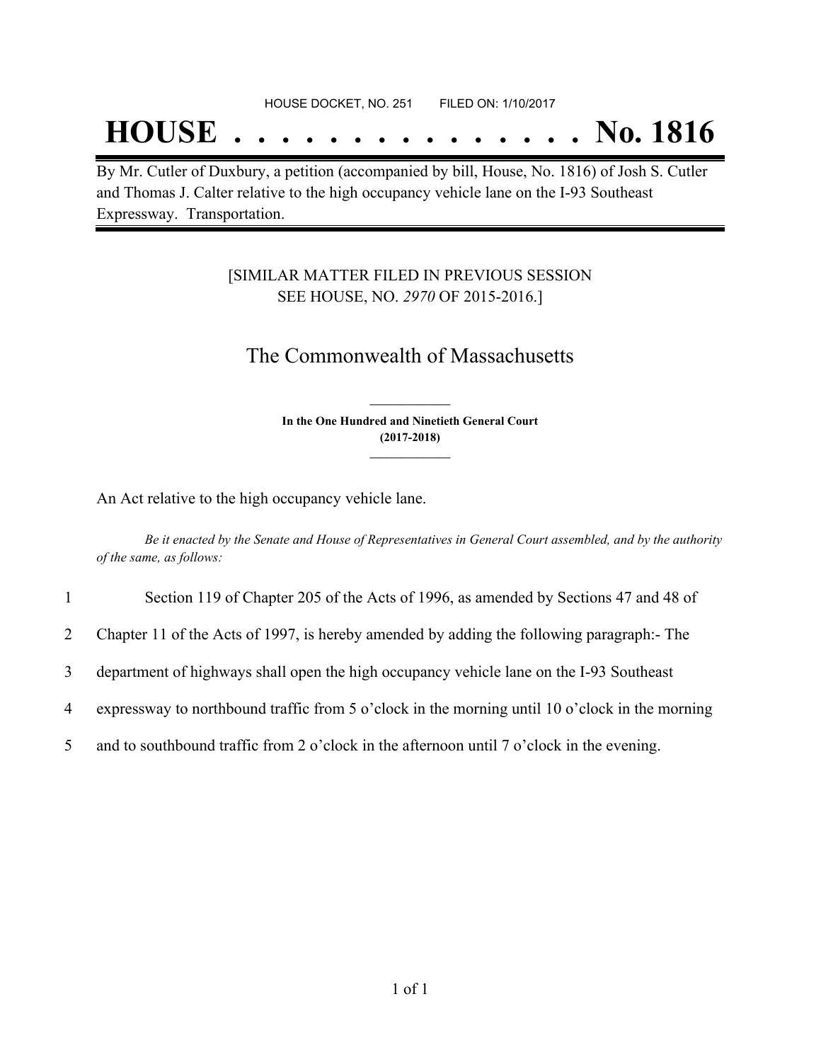HOUSE DOCKET, NO. 251        FILED ON: 1/10/2017

# HOUSE . . . . . . . . . . . . . . . No. 1816

By Mr. Cutler of Duxbury, a petition (accompanied by bill, House, No. 1816) of Josh S. Cutler and Thomas J. Calter relative to the high occupancy vehicle lane on the I-93 Southeast Expressway. Transportation.

[SIMILAR MATTER FILED IN PREVIOUS SESSION
SEE HOUSE, NO. *2970* OF 2015-2016.]

## The Commonwealth of Massachusetts

**In the One Hundred and Ninetieth General Court**
**(2017-2018)**

An Act relative to the high occupancy vehicle lane.

*Be it enacted by the Senate and House of Representatives in General Court assembled, and by the authority of the same, as follows:*

1 Section 119 of Chapter 205 of the Acts of 1996, as amended by Sections 47 and 48 of
2 Chapter 11 of the Acts of 1997, is hereby amended by adding the following paragraph:- The
3 department of highways shall open the high occupancy vehicle lane on the I-93 Southeast
4 expressway to northbound traffic from 5 o'clock in the morning until 10 o'clock in the morning
5 and to southbound traffic from 2 o'clock in the afternoon until 7 o'clock in the evening.